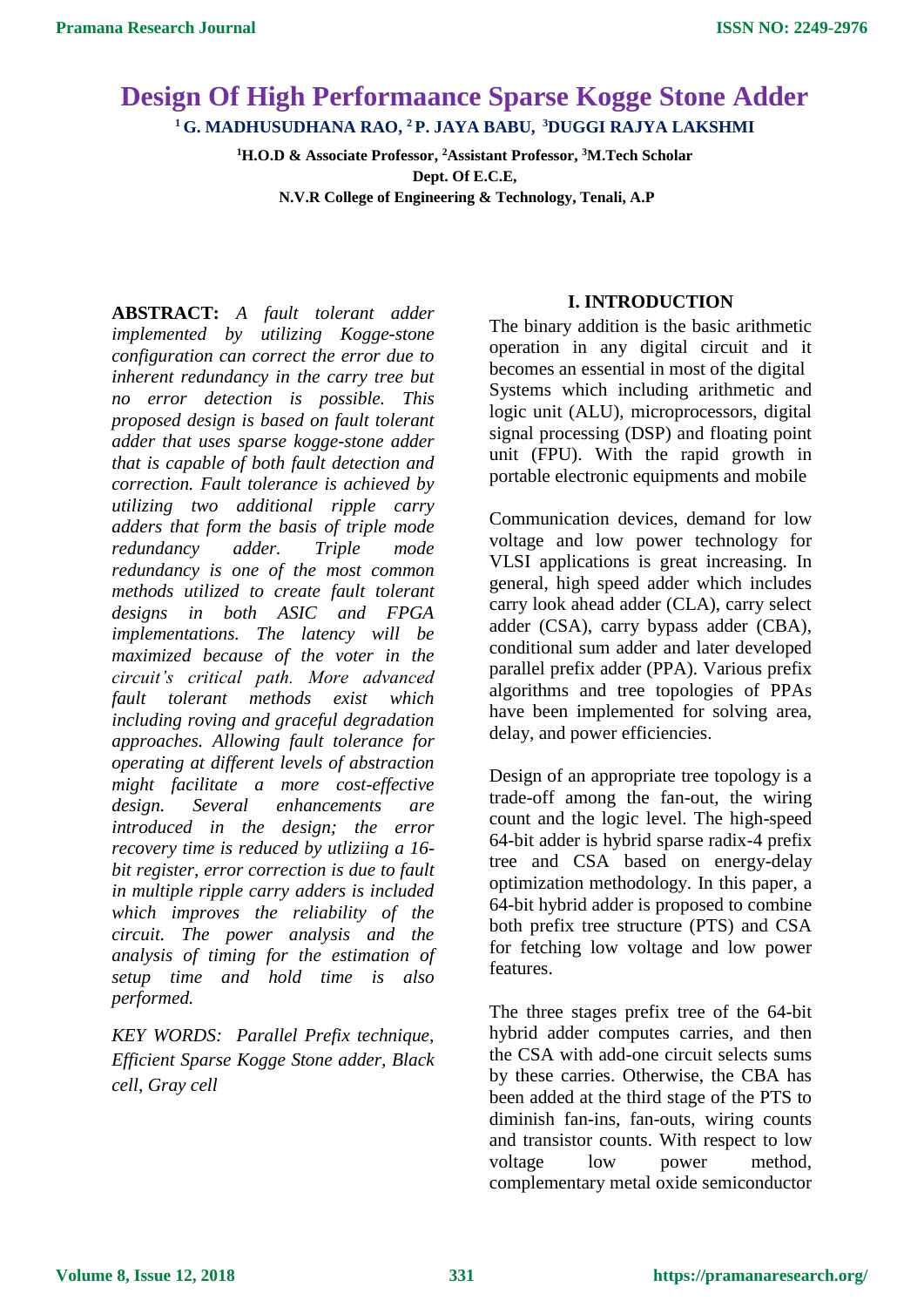# Design Of High Performaance Sparse Kogge Stone Adder

**[1] G. MADHUSUDHANA RAO, [2] P. JAYA BABU, [3]DUGGI RAJYA LAKSHMI**

**[1]H.O.D & Associate Professor, [2]Assistant Professor, [3]M.Tech Scholar**
**Dept. Of E.C.E,**
**N.V.R College of Engineering & Technology, Tenali, A.P**

**ABSTRACT:** *A fault tolerant adder implemented by utilizing Kogge-stone configuration can correct the error due to inherent redundancy in the carry tree but no error detection is possible. This proposed design is based on fault tolerant adder that uses sparse kogge-stone adder that is capable of both fault detection and correction. Fault tolerance is achieved by utilizing two additional ripple carry adders that form the basis of triple mode redundancy adder. Triple mode redundancy is one of the most common methods utilized to create fault tolerant designs in both ASIC and FPGA implementations. The latency will be maximized because of the voter in the circuit's critical path. More advanced fault tolerant methods exist which including roving and graceful degradation approaches. Allowing fault tolerance for operating at different levels of abstraction might facilitate a more cost-effective design. Several enhancements are introduced in the design; the error recovery time is reduced by utliziing a 16-bit register, error correction is due to fault in multiple ripple carry adders is included which improves the reliability of the circuit. The power analysis and the analysis of timing for the estimation of setup time and hold time is also performed.*

*KEY WORDS: Parallel Prefix technique, Efficient Sparse Kogge Stone adder, Black cell, Gray cell*

## I. INTRODUCTION

The binary addition is the basic arithmetic operation in any digital circuit and it becomes an essential in most of the digital Systems which including arithmetic and logic unit (ALU), microprocessors, digital signal processing (DSP) and floating point unit (FPU). With the rapid growth in portable electronic equipments and mobile

Communication devices, demand for low voltage and low power technology for VLSI applications is great increasing. In general, high speed adder which includes carry look ahead adder (CLA), carry select adder (CSA), carry bypass adder (CBA), conditional sum adder and later developed parallel prefix adder (PPA). Various prefix algorithms and tree topologies of PPAs have been implemented for solving area, delay, and power efficiencies.

Design of an appropriate tree topology is a trade-off among the fan-out, the wiring count and the logic level. The high-speed 64-bit adder is hybrid sparse radix-4 prefix tree and CSA based on energy-delay optimization methodology. In this paper, a 64-bit hybrid adder is proposed to combine both prefix tree structure (PTS) and CSA for fetching low voltage and low power features.

The three stages prefix tree of the 64-bit hybrid adder computes carries, and then the CSA with add-one circuit selects sums by these carries. Otherwise, the CBA has been added at the third stage of the PTS to diminish fan-ins, fan-outs, wiring counts and transistor counts. With respect to low voltage low power method, complementary metal oxide semiconductor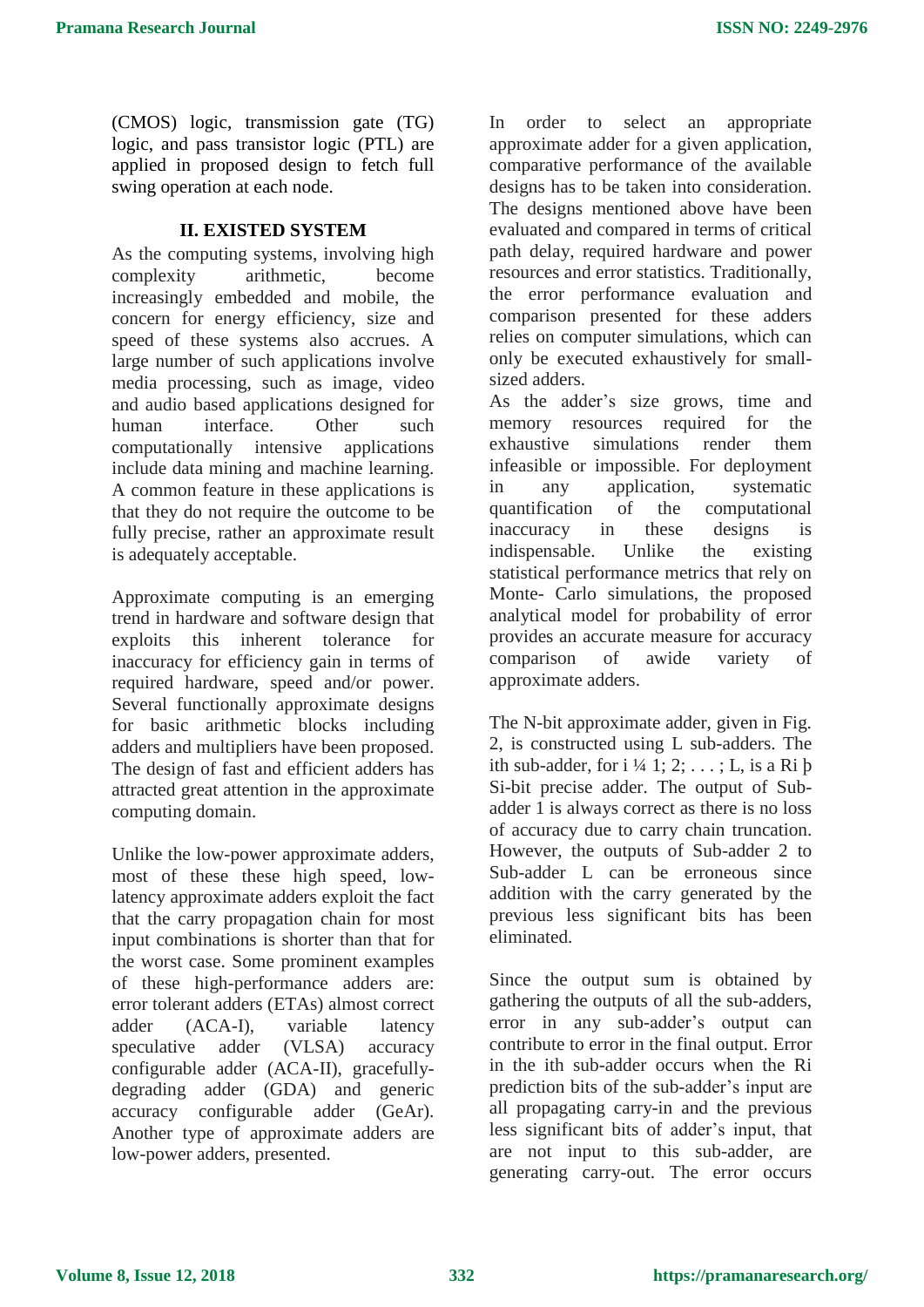(CMOS) logic, transmission gate (TG) logic, and pass transistor logic (PTL) are applied in proposed design to fetch full swing operation at each node.

## II. EXISTED SYSTEM

As the computing systems, involving high complexity arithmetic, become increasingly embedded and mobile, the concern for energy efficiency, size and speed of these systems also accrues. A large number of such applications involve media processing, such as image, video and audio based applications designed for human interface. Other such computationally intensive applications include data mining and machine learning. A common feature in these applications is that they do not require the outcome to be fully precise, rather an approximate result is adequately acceptable.

Approximate computing is an emerging trend in hardware and software design that exploits this inherent tolerance for inaccuracy for efficiency gain in terms of required hardware, speed and/or power. Several functionally approximate designs for basic arithmetic blocks including adders and multipliers have been proposed. The design of fast and efficient adders has attracted great attention in the approximate computing domain.

Unlike the low-power approximate adders, most of these these high speed, low-latency approximate adders exploit the fact that the carry propagation chain for most input combinations is shorter than that for the worst case. Some prominent examples of these high-performance adders are: error tolerant adders (ETAs) almost correct adder (ACA-I), variable latency speculative adder (VLSA) accuracy configurable adder (ACA-II), gracefully-degrading adder (GDA) and generic accuracy configurable adder (GeAr). Another type of approximate adders are low-power adders, presented.

In order to select an appropriate approximate adder for a given application, comparative performance of the available designs has to be taken into consideration. The designs mentioned above have been evaluated and compared in terms of critical path delay, required hardware and power resources and error statistics. Traditionally, the error performance evaluation and comparison presented for these adders relies on computer simulations, which can only be executed exhaustively for small-sized adders.

As the adder's size grows, time and memory resources required for the exhaustive simulations render them infeasible or impossible. For deployment in any application, systematic quantification of the computational inaccuracy in these designs is indispensable. Unlike the existing statistical performance metrics that rely on Monte- Carlo simulations, the proposed analytical model for probability of error provides an accurate measure for accuracy comparison of awide variety of approximate adders.

The N-bit approximate adder, given in Fig. 2, is constructed using L sub-adders. The ith sub-adder, for i ¼ 1; 2; . . . ; L, is a Ri þ Si-bit precise adder. The output of Sub-adder 1 is always correct as there is no loss of accuracy due to carry chain truncation. However, the outputs of Sub-adder 2 to Sub-adder L can be erroneous since addition with the carry generated by the previous less significant bits has been eliminated.

Since the output sum is obtained by gathering the outputs of all the sub-adders, error in any sub-adder's output can contribute to error in the final output. Error in the ith sub-adder occurs when the Ri prediction bits of the sub-adder's input are all propagating carry-in and the previous less significant bits of adder's input, that are not input to this sub-adder, are generating carry-out. The error occurs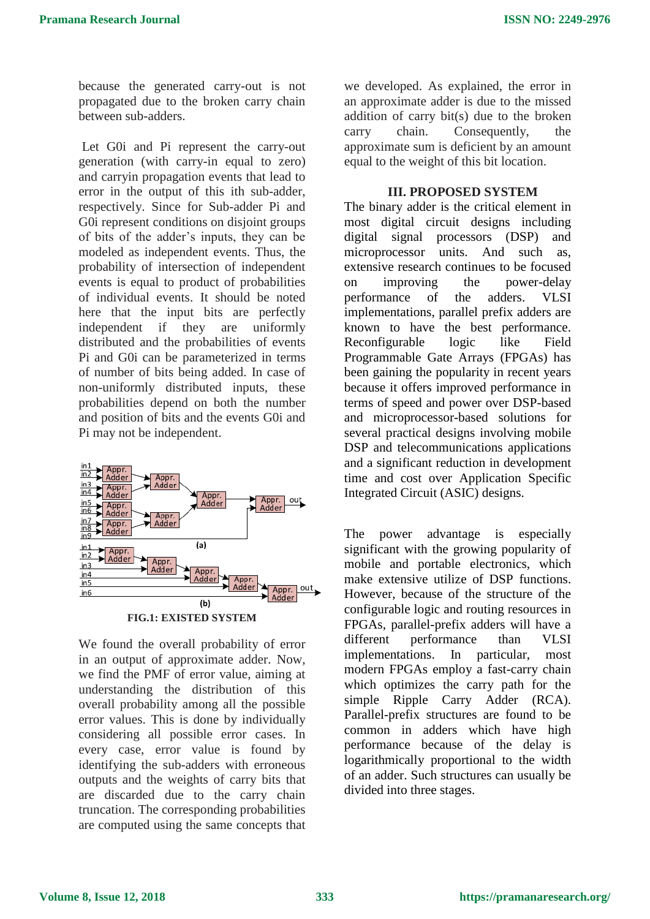because the generated carry-out is not propagated due to the broken carry chain between sub-adders.

Let G0i and Pi represent the carry-out generation (with carry-in equal to zero) and carryin propagation events that lead to error in the output of this ith sub-adder, respectively. Since for Sub-adder Pi and G0i represent conditions on disjoint groups of bits of the adder's inputs, they can be modeled as independent events. Thus, the probability of intersection of independent events is equal to product of probabilities of individual events. It should be noted here that the input bits are perfectly independent if they are uniformly distributed and the probabilities of events Pi and G0i can be parameterized in terms of number of bits being added. In case of non-uniformly distributed inputs, these probabilities depend on both the number and position of bits and the events G0i and Pi may not be independent.

FIG.1: EXISTED SYSTEM

We found the overall probability of error in an output of approximate adder. Now, we find the PMF of error value, aiming at understanding the distribution of this overall probability among all the possible error values. This is done by individually considering all possible error cases. In every case, error value is found by identifying the sub-adders with erroneous outputs and the weights of carry bits that are discarded due to the carry chain truncation. The corresponding probabilities are computed using the same concepts that we developed. As explained, the error in an approximate adder is due to the missed addition of carry bit(s) due to the broken carry chain. Consequently, the approximate sum is deficient by an amount equal to the weight of this bit location.

## III. PROPOSED SYSTEM

The binary adder is the critical element in most digital circuit designs including digital signal processors (DSP) and microprocessor units. And such as, extensive research continues to be focused on improving the power-delay performance of the adders. VLSI implementations, parallel prefix adders are known to have the best performance. Reconfigurable logic like Field Programmable Gate Arrays (FPGAs) has been gaining the popularity in recent years because it offers improved performance in terms of speed and power over DSP-based and microprocessor-based solutions for several practical designs involving mobile DSP and telecommunications applications and a significant reduction in development time and cost over Application Specific Integrated Circuit (ASIC) designs.

The power advantage is especially significant with the growing popularity of mobile and portable electronics, which make extensive utilize of DSP functions. However, because of the structure of the configurable logic and routing resources in FPGAs, parallel-prefix adders will have a different performance than VLSI implementations. In particular, most modern FPGAs employ a fast-carry chain which optimizes the carry path for the simple Ripple Carry Adder (RCA). Parallel-prefix structures are found to be common in adders which have high performance because of the delay is logarithmically proportional to the width of an adder. Such structures can usually be divided into three stages.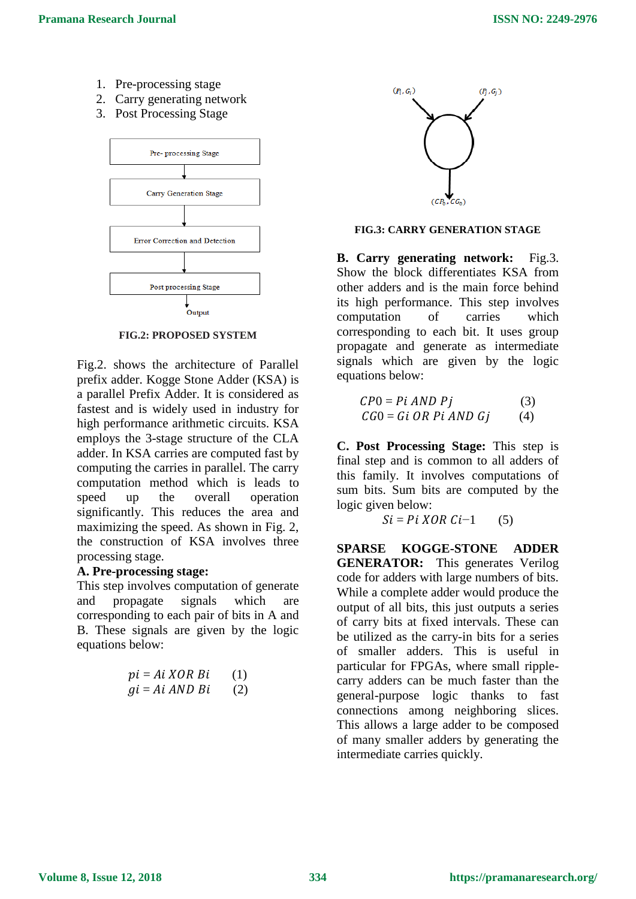1. Pre-processing stage
2. Carry generating network
3. Post Processing Stage

Pre- processing Stage

Carry Generation Stage

Error Correction and Detection

Post processing Stage

Output

**FIG.2: PROPOSED SYSTEM**

Fig.2. shows the architecture of Parallel prefix adder. Kogge Stone Adder (KSA) is a parallel Prefix Adder. It is considered as fastest and is widely used in industry for high performance arithmetic circuits. KSA employs the 3-stage structure of the CLA adder. In KSA carries are computed fast by computing the carries in parallel. The carry computation method which is leads to speed up the overall operation significantly. This reduces the area and maximizing the speed. As shown in Fig. 2, the construction of KSA involves three processing stage.

**A. Pre-processing stage:**

This step involves computation of generate and propagate signals which are corresponding to each pair of bits in A and B. These signals are given by the logic equations below:

$$pi = Ai\ XOR\ Bi \qquad (1)$$
$$gi = Ai\ AND\ Bi \qquad (2)$$

$(P_i, G_i)$ $(P_j, G_j)$

$(CP_0, CG_0)$

**FIG.3: CARRY GENERATION STAGE**

**B. Carry generating network:** Fig.3. Show the block differentiates KSA from other adders and is the main force behind its high performance. This step involves computation of carries which corresponding to each bit. It uses group propagate and generate as intermediate signals which are given by the logic equations below:

$$CP0 = Pi\ AND\ Pj \qquad (3)$$
$$CG0 = Gi\ OR\ Pi\ AND\ Gj \qquad (4)$$

**C. Post Processing Stage:** This step is final step and is common to all adders of this family. It involves computations of sum bits. Sum bits are computed by the logic given below:

$$Si = Pi\ XOR\ Ci{-}1 \qquad (5)$$

**SPARSE KOGGE-STONE ADDER GENERATOR:** This generates Verilog code for adders with large numbers of bits. While a complete adder would produce the output of all bits, this just outputs a series of carry bits at fixed intervals. These can be utilized as the carry-in bits for a series of smaller adders. This is useful in particular for FPGAs, where small ripple-carry adders can be much faster than the general-purpose logic thanks to fast connections among neighboring slices. This allows a large adder to be composed of many smaller adders by generating the intermediate carries quickly.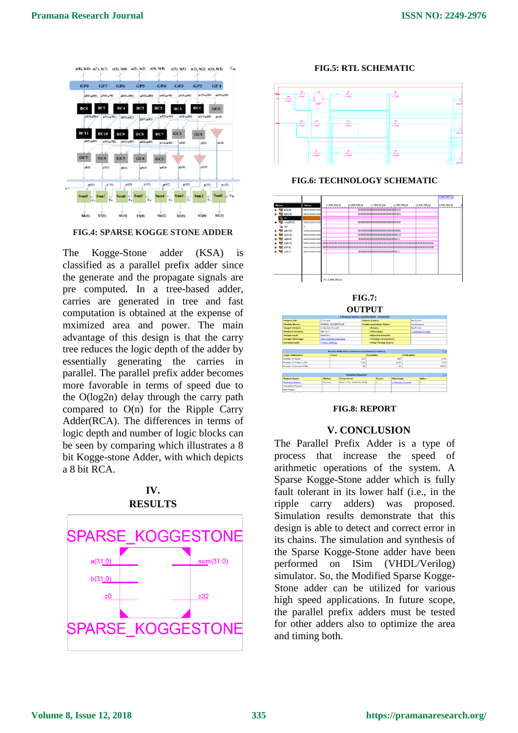FIG.4: SPARSE KOGGE STONE ADDER

The Kogge-Stone adder (KSA) is classified as a parallel prefix adder since the generate and the propagate signals are pre computed. In a tree-based adder, carries are generated in tree and fast computation is obtained at the expense of mximized area and power. The main advantage of this design is that the carry tree reduces the logic depth of the adder by essentially generating the carries in parallel. The parallel prefix adder becomes more favorable in terms of speed due to the O(log2n) delay through the carry path compared to O(n) for the Ripple Carry Adder(RCA). The differences in terms of logic depth and number of logic blocks can be seen by comparing which illustrates a 8 bit Kogge-stone Adder, with which depicts a 8 bit RCA.

## IV. RESULTS

FIG.5: RTL SCHEMATIC

FIG.6: TECHNOLOGY SCHEMATIC

FIG.7: OUTPUT

FIG.8: REPORT

## V. CONCLUSION

The Parallel Prefix Adder is a type of process that increase the speed of arithmetic operations of the system. A Sparse Kogge-Stone adder which is fully fault tolerant in its lower half (i.e., in the ripple carry adders) was proposed. Simulation results demonstrate that this design is able to detect and correct error in its chains. The simulation and synthesis of the Sparse Kogge-Stone adder have been performed on ISim (VHDL/Verilog) simulator. So, the Modified Sparse Kogge-Stone adder can be utilized for various high speed applications. In future scope, the parallel prefix adders must be tested for other adders also to optimize the area and timing both.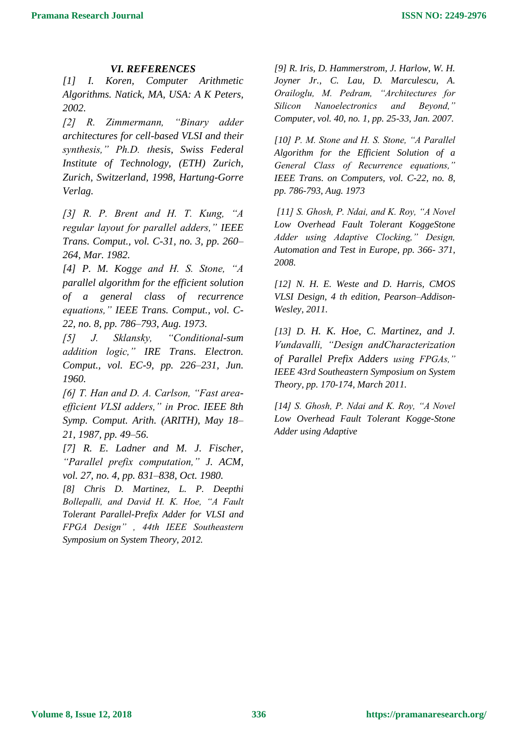### *VI. REFERENCES*

*[1] I. Koren, Computer Arithmetic Algorithms. Natick, MA, USA: A K Peters, 2002.*

*[2] R. Zimmermann, "Binary adder architectures for cell-based VLSI and their synthesis," Ph.D. thesis, Swiss Federal Institute of Technology, (ETH) Zurich, Zurich, Switzerland, 1998, Hartung-Gorre Verlag.*

*[3] R. P. Brent and H. T. Kung, "A regular layout for parallel adders," IEEE Trans. Comput., vol. C-31, no. 3, pp. 260–264, Mar. 1982.*

*[4] P. M. Kogge and H. S. Stone, "A parallel algorithm for the efficient solution of a general class of recurrence equations," IEEE Trans. Comput., vol. C-22, no. 8, pp. 786–793, Aug. 1973.*

*[5] J. Sklansky, "Conditional-sum addition logic," IRE Trans. Electron. Comput., vol. EC-9, pp. 226–231, Jun. 1960.*

*[6] T. Han and D. A. Carlson, "Fast area-efficient VLSI adders," in Proc. IEEE 8th Symp. Comput. Arith. (ARITH), May 18–21, 1987, pp. 49–56.*

*[7] R. E. Ladner and M. J. Fischer, "Parallel prefix computation," J. ACM, vol. 27, no. 4, pp. 831–838, Oct. 1980.*

*[8] Chris D. Martinez, L. P. Deepthi Bollepalli, and David H. K. Hoe, "A Fault Tolerant Parallel-Prefix Adder for VLSI and FPGA Design" , 44th IEEE Southeastern Symposium on System Theory, 2012.*

*[9] R. Iris, D. Hammerstrom, J. Harlow, W. H. Joyner Jr., C. Lau, D. Marculescu, A. Orailoglu, M. Pedram, "Architectures for Silicon Nanoelectronics and Beyond," Computer, vol. 40, no. 1, pp. 25-33, Jan. 2007.*

*[10] P. M. Stone and H. S. Stone, "A Parallel Algorithm for the Efficient Solution of a General Class of Recurrence equations," IEEE Trans. on Computers, vol. C-22, no. 8, pp. 786-793, Aug. 1973*

*[11] S. Ghosh, P. Ndai, and K. Roy, "A Novel Low Overhead Fault Tolerant KoggeStone Adder using Adaptive Clocking," Design, Automation and Test in Europe, pp. 366- 371, 2008.*

*[12] N. H. E. Weste and D. Harris, CMOS VLSI Design, 4 th edition, Pearson–Addison-Wesley, 2011.*

*[13] D. H. K. Hoe, C. Martinez, and J. Vundavalli, "Design andCharacterization of Parallel Prefix Adders using FPGAs," IEEE 43rd Southeastern Symposium on System Theory, pp. 170-174, March 2011.*

*[14] S. Ghosh, P. Ndai and K. Roy, "A Novel Low Overhead Fault Tolerant Kogge-Stone Adder using Adaptive*